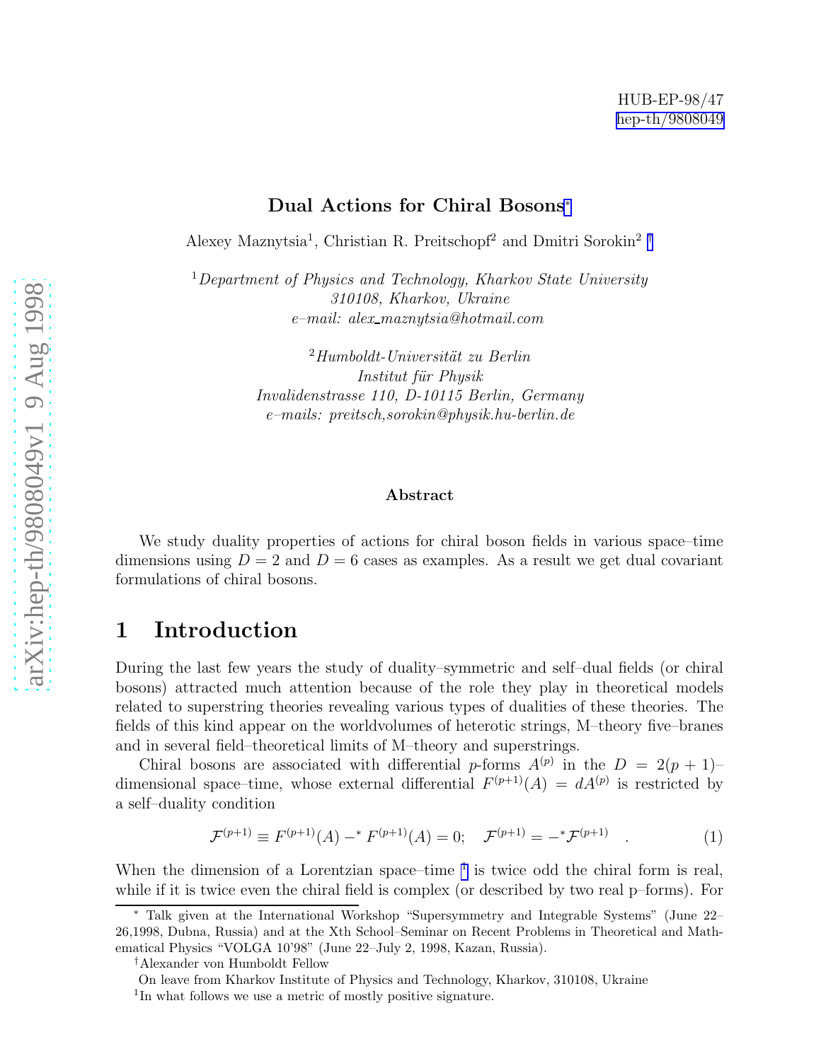HUB-EP-98/47
hep-th/9808049

# Dual Actions for Chiral Bosons*

Alexey Maznytsia[1], Christian R. Preitschopf[2] and Dmitri Sorokin[2] †

[1]*Department of Physics and Technology, Kharkov State University*
*310108, Kharkov, Ukraine*
*e–mail: alex_maznytsia@hotmail.com*

[2]*Humboldt-Universität zu Berlin*
*Institut für Physik*
*Invalidenstrasse 110, D-10115 Berlin, Germany*
*e–mails: preitsch,sorokin@physik.hu-berlin.de*

**Abstract**

We study duality properties of actions for chiral boson fields in various space–time dimensions using $D = 2$ and $D = 6$ cases as examples. As a result we get dual covariant formulations of chiral bosons.

## 1 Introduction

During the last few years the study of duality–symmetric and self–dual fields (or chiral bosons) attracted much attention because of the role they play in theoretical models related to superstring theories revealing various types of dualities of these theories. The fields of this kind appear on the worldvolumes of heterotic strings, M–theory five–branes and in several field–theoretical limits of M–theory and superstrings.

Chiral bosons are associated with differential $p$-forms $A^{(p)}$ in the $D = 2(p+1)$–dimensional space–time, whose external differential $F^{(p+1)}(A) = dA^{(p)}$ is restricted by a self–duality condition

$$\mathcal{F}^{(p+1)} \equiv F^{(p+1)}(A) -^{*} F^{(p+1)}(A) = 0; \quad \mathcal{F}^{(p+1)} = -^{*}\mathcal{F}^{(p+1)} \quad . \tag{1}$$

When the dimension of a Lorentzian space–time [1] is twice odd the chiral form is real, while if it is twice even the chiral field is complex (or described by two real p–forms). For

---

* Talk given at the International Workshop "Supersymmetry and Integrable Systems" (June 22–26,1998, Dubna, Russia) and at the Xth School–Seminar on Recent Problems in Theoretical and Mathematical Physics "VOLGA 10'98" (June 22–July 2, 1998, Kazan, Russia).

†Alexander von Humboldt Fellow

On leave from Kharkov Institute of Physics and Technology, Kharkov, 310108, Ukraine

[1]In what follows we use a metric of mostly positive signature.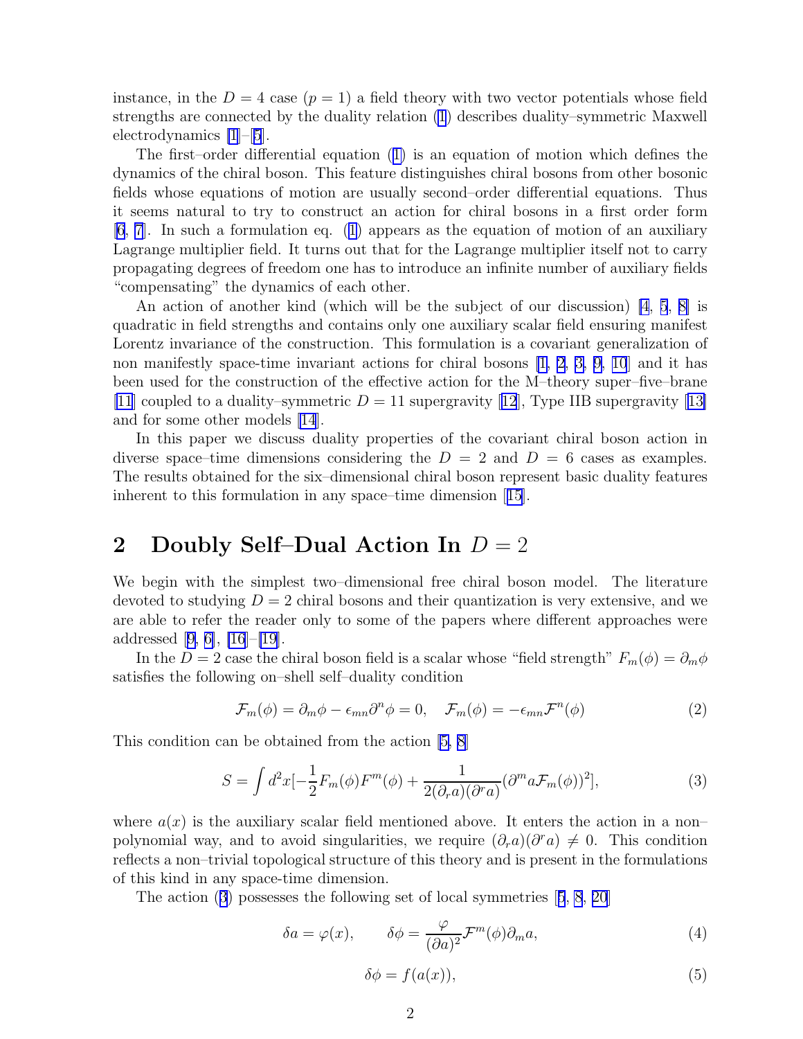instance, in the $D = 4$ case ($p = 1$) a field theory with two vector potentials whose field strengths are connected by the duality relation (1) describes duality–symmetric Maxwell electrodynamics [1]–[5].

The first–order differential equation (1) is an equation of motion which defines the dynamics of the chiral boson. This feature distinguishes chiral bosons from other bosonic fields whose equations of motion are usually second–order differential equations. Thus it seems natural to try to construct an action for chiral bosons in a first order form [6, 7]. In such a formulation eq. (1) appears as the equation of motion of an auxiliary Lagrange multiplier field. It turns out that for the Lagrange multiplier itself not to carry propagating degrees of freedom one has to introduce an infinite number of auxiliary fields "compensating" the dynamics of each other.

An action of another kind (which will be the subject of our discussion) [4, 5, 8] is quadratic in field strengths and contains only one auxiliary scalar field ensuring manifest Lorentz invariance of the construction. This formulation is a covariant generalization of non manifestly space-time invariant actions for chiral bosons [1, 2, 3, 9, 10] and it has been used for the construction of the effective action for the M–theory super–five–brane [11] coupled to a duality–symmetric $D = 11$ supergravity [12], Type IIB supergravity [13] and for some other models [14].

In this paper we discuss duality properties of the covariant chiral boson action in diverse space–time dimensions considering the $D = 2$ and $D = 6$ cases as examples. The results obtained for the six–dimensional chiral boson represent basic duality features inherent to this formulation in any space–time dimension [15].

## 2 Doubly Self–Dual Action In $D = 2$

We begin with the simplest two–dimensional free chiral boson model. The literature devoted to studying $D = 2$ chiral bosons and their quantization is very extensive, and we are able to refer the reader only to some of the papers where different approaches were addressed [9, 6], [16]–[19].

In the $D = 2$ case the chiral boson field is a scalar whose "field strength" $F_m(\phi) = \partial_m \phi$ satisfies the following on–shell self–duality condition

$$\mathcal{F}_m(\phi) = \partial_m \phi - \epsilon_{mn} \partial^n \phi = 0, \quad \mathcal{F}_m(\phi) = -\epsilon_{mn} \mathcal{F}^n(\phi) \tag{2}$$

This condition can be obtained from the action [5, 8]

$$S = \int d^2x [-\frac{1}{2} F_m(\phi) F^m(\phi) + \frac{1}{2(\partial_r a)(\partial^r a)} (\partial^m a \mathcal{F}_m(\phi))^2], \tag{3}$$

where $a(x)$ is the auxiliary scalar field mentioned above. It enters the action in a non–polynomial way, and to avoid singularities, we require $(\partial_r a)(\partial^r a) \neq 0$. This condition reflects a non–trivial topological structure of this theory and is present in the formulations of this kind in any space-time dimension.

The action (3) possesses the following set of local symmetries [5, 8, 20]

$$\delta a = \varphi(x), \qquad \delta \phi = \frac{\varphi}{(\partial a)^2} \mathcal{F}^m(\phi) \partial_m a, \tag{4}$$

$$\delta \phi = f(a(x)), \tag{5}$$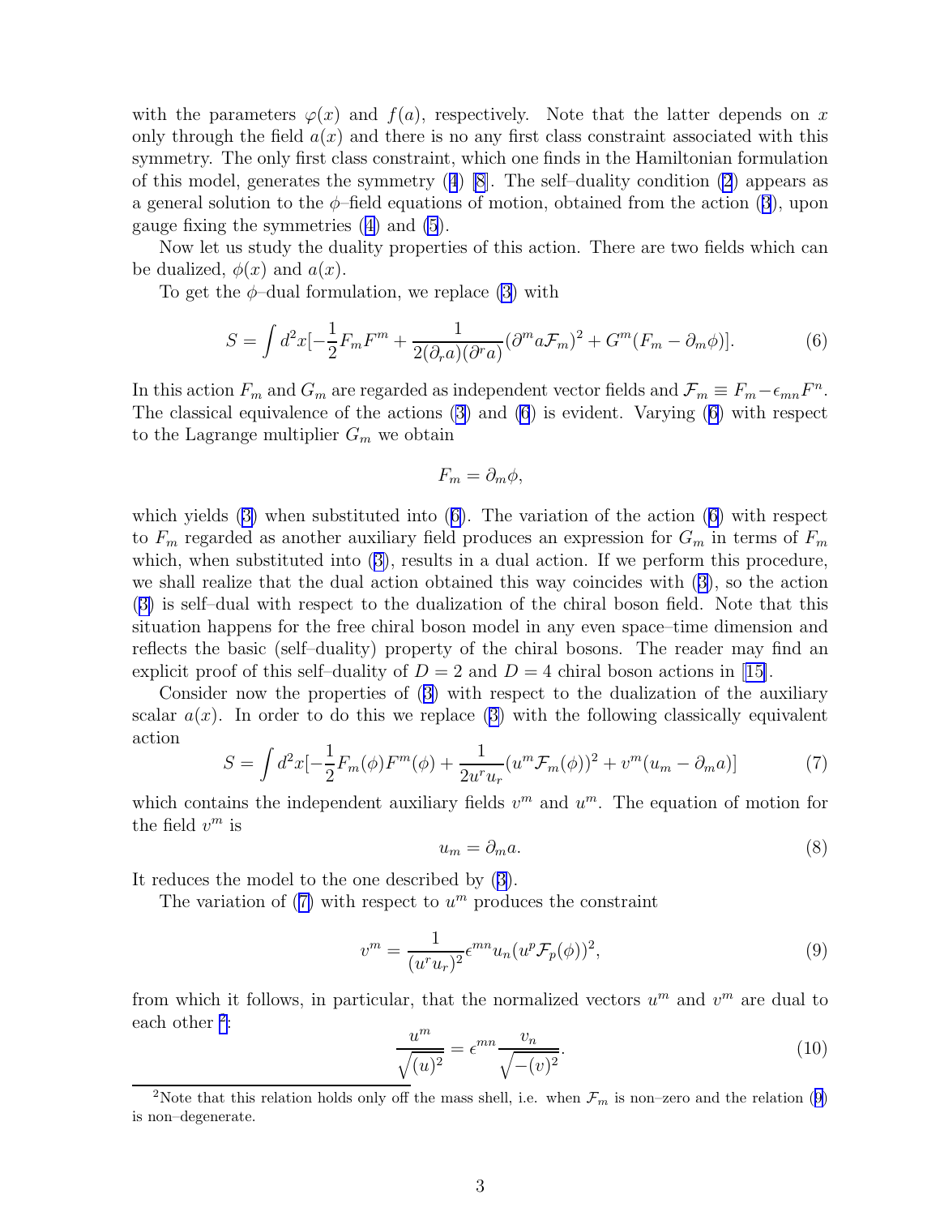with the parameters $\varphi(x)$ and $f(a)$, respectively. Note that the latter depends on $x$ only through the field $a(x)$ and there is no any first class constraint associated with this symmetry. The only first class constraint, which one finds in the Hamiltonian formulation of this model, generates the symmetry (4) [8]. The self–duality condition (2) appears as a general solution to the $\phi$–field equations of motion, obtained from the action (3), upon gauge fixing the symmetries (4) and (5).

Now let us study the duality properties of this action. There are two fields which can be dualized, $\phi(x)$ and $a(x)$.

To get the $\phi$–dual formulation, we replace (3) with

$$S = \int d^2x [-\frac{1}{2}F_m F^m + \frac{1}{2(\partial_r a)(\partial^r a)}(\partial^m a \mathcal{F}_m)^2 + G^m(F_m - \partial_m \phi)]. \tag{6}$$

In this action $F_m$ and $G_m$ are regarded as independent vector fields and $\mathcal{F}_m \equiv F_m - \epsilon_{mn}F^n$. The classical equivalence of the actions (3) and (6) is evident. Varying (6) with respect to the Lagrange multiplier $G_m$ we obtain

$$F_m = \partial_m \phi,$$

which yields (3) when substituted into (6). The variation of the action (6) with respect to $F_m$ regarded as another auxiliary field produces an expression for $G_m$ in terms of $F_m$ which, when substituted into (3), results in a dual action. If we perform this procedure, we shall realize that the dual action obtained this way coincides with (3), so the action (3) is self–dual with respect to the dualization of the chiral boson field. Note that this situation happens for the free chiral boson model in any even space–time dimension and reflects the basic (self–duality) property of the chiral bosons. The reader may find an explicit proof of this self–duality of $D = 2$ and $D = 4$ chiral boson actions in [15].

Consider now the properties of (3) with respect to the dualization of the auxiliary scalar $a(x)$. In order to do this we replace (3) with the following classically equivalent action

$$S = \int d^2x [-\frac{1}{2}F_m(\phi)F^m(\phi) + \frac{1}{2u^r u_r}(u^m \mathcal{F}_m(\phi))^2 + v^m(u_m - \partial_m a)] \tag{7}$$

which contains the independent auxiliary fields $v^m$ and $u^m$. The equation of motion for the field $v^m$ is

$$u_m = \partial_m a. \tag{8}$$

It reduces the model to the one described by (3).

The variation of (7) with respect to $u^m$ produces the constraint

$$v^m = \frac{1}{(u^r u_r)^2}\epsilon^{mn}u_n(u^p \mathcal{F}_p(\phi))^2, \tag{9}$$

from which it follows, in particular, that the normalized vectors $u^m$ and $v^m$ are dual to each other [2]:

$$\frac{u^m}{\sqrt{(u)^2}} = \epsilon^{mn}\frac{v_n}{\sqrt{-(v)^2}}. \tag{10}$$

[2] Note that this relation holds only off the mass shell, i.e. when $\mathcal{F}_m$ is non–zero and the relation (9) is non–degenerate.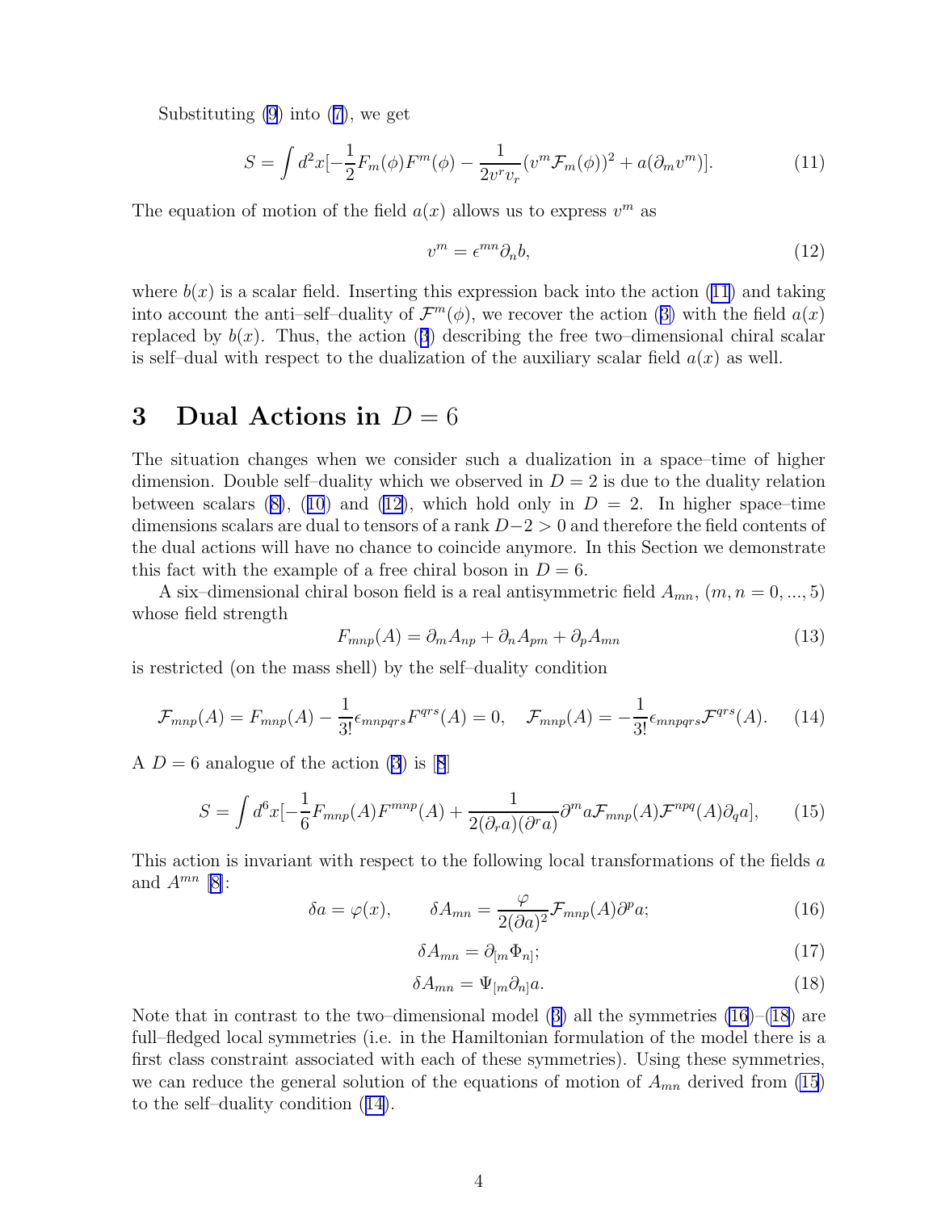Substituting (9) into (7), we get

$$S = \int d^2x [-\frac{1}{2}F_m(\phi)F^m(\phi) - \frac{1}{2v^r v_r}(v^m \mathcal{F}_m(\phi))^2 + a(\partial_m v^m)]. \tag{11}$$

The equation of motion of the field $a(x)$ allows us to express $v^m$ as

$$v^m = \epsilon^{mn}\partial_n b, \tag{12}$$

where $b(x)$ is a scalar field. Inserting this expression back into the action (11) and taking into account the anti–self–duality of $\mathcal{F}^m(\phi)$, we recover the action (3) with the field $a(x)$ replaced by $b(x)$. Thus, the action (3) describing the free two–dimensional chiral scalar is self–dual with respect to the dualization of the auxiliary scalar field $a(x)$ as well.

# 3 Dual Actions in $D = 6$

The situation changes when we consider such a dualization in a space–time of higher dimension. Double self–duality which we observed in $D = 2$ is due to the duality relation between scalars (8), (10) and (12), which hold only in $D = 2$. In higher space–time dimensions scalars are dual to tensors of a rank $D-2 > 0$ and therefore the field contents of the dual actions will have no chance to coincide anymore. In this Section we demonstrate this fact with the example of a free chiral boson in $D = 6$.

A six–dimensional chiral boson field is a real antisymmetric field $A_{mn}$, $(m, n = 0, ..., 5)$ whose field strength

$$F_{mnp}(A) = \partial_m A_{np} + \partial_n A_{pm} + \partial_p A_{mn} \tag{13}$$

is restricted (on the mass shell) by the self–duality condition

$$\mathcal{F}_{mnp}(A) = F_{mnp}(A) - \frac{1}{3!}\epsilon_{mnpqrs}F^{qrs}(A) = 0, \quad \mathcal{F}_{mnp}(A) = -\frac{1}{3!}\epsilon_{mnpqrs}\mathcal{F}^{qrs}(A). \tag{14}$$

A $D = 6$ analogue of the action (3) is [8]

$$S = \int d^6x [-\frac{1}{6}F_{mnp}(A)F^{mnp}(A) + \frac{1}{2(\partial_r a)(\partial^r a)}\partial^m a \mathcal{F}_{mnp}(A)\mathcal{F}^{npq}(A)\partial_q a], \tag{15}$$

This action is invariant with respect to the following local transformations of the fields $a$ and $A^{mn}$ [8]:

$$\delta a = \varphi(x), \qquad \delta A_{mn} = \frac{\varphi}{2(\partial a)^2}\mathcal{F}_{mnp}(A)\partial^p a; \tag{16}$$

$$\delta A_{mn} = \partial_{[m}\Phi_{n]}; \tag{17}$$

$$\delta A_{mn} = \Psi_{[m}\partial_{n]}a. \tag{18}$$

Note that in contrast to the two–dimensional model (3) all the symmetries (16)–(18) are full–fledged local symmetries (i.e. in the Hamiltonian formulation of the model there is a first class constraint associated with each of these symmetries). Using these symmetries, we can reduce the general solution of the equations of motion of $A_{mn}$ derived from (15) to the self–duality condition (14).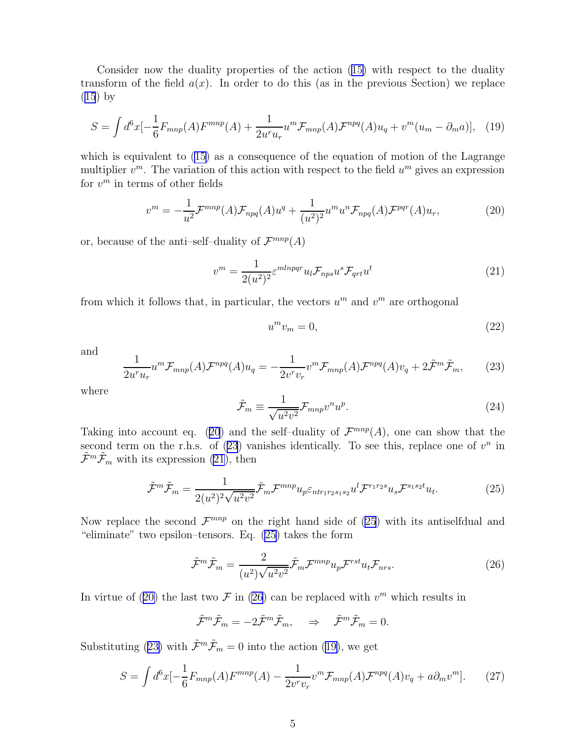Consider now the duality properties of the action (15) with respect to the duality transform of the field $a(x)$. In order to do this (as in the previous Section) we replace (15) by

$$
S = \int d^6x[-\frac{1}{6}F_{mnp}(A)F^{mnp}(A) + \frac{1}{2u^r u_r}u^m \mathcal{F}_{mnp}(A)\mathcal{F}^{npq}(A)u_q + v^m(u_m - \partial_m a)], \quad (19)
$$

which is equivalent to (15) as a consequence of the equation of motion of the Lagrange multiplier $v^m$. The variation of this action with respect to the field $u^m$ gives an expression for $v^m$ in terms of other fields

$$
v^m = -\frac{1}{u^2}\mathcal{F}^{mnp}(A)\mathcal{F}_{npq}(A)u^q + \frac{1}{(u^2)^2}u^m u^n \mathcal{F}_{npq}(A)\mathcal{F}^{pqr}(A)u_r, \quad (20)
$$

or, because of the anti–self–duality of $\mathcal{F}^{mnp}(A)$

$$
v^m = \frac{1}{2(u^2)^2}\varepsilon^{mlnpqr}u_l \mathcal{F}_{nps}u^s \mathcal{F}_{qrt}u^t \quad (21)
$$

from which it follows that, in particular, the vectors $u^m$ and $v^m$ are orthogonal

$$
u^m v_m = 0, \quad (22)
$$

and

$$
\frac{1}{2u^r u_r}u^m \mathcal{F}_{mnp}(A)\mathcal{F}^{npq}(A)u_q = -\frac{1}{2v^r v_r}v^m \mathcal{F}_{mnp}(A)\mathcal{F}^{npq}(A)v_q + 2\tilde{\mathcal{F}}^m \tilde{\mathcal{F}}_m, \quad (23)
$$

where

$$
\tilde{\mathcal{F}}_m \equiv \frac{1}{\sqrt{u^2 v^2}}\mathcal{F}_{mnp}v^n u^p. \quad (24)
$$

Taking into account eq. (20) and the self–duality of $\mathcal{F}^{mnp}(A)$, one can show that the second term on the r.h.s. of (23) vanishes identically. To see this, replace one of $v^n$ in $\tilde{\mathcal{F}}^m \tilde{\mathcal{F}}_m$ with its expression (21), then

$$
\tilde{\mathcal{F}}^m \tilde{\mathcal{F}}_m = \frac{1}{2(u^2)^2\sqrt{u^2 v^2}}\tilde{\mathcal{F}}_m \mathcal{F}^{mnp}u_p \varepsilon_{ntr_1r_2s_1s_2}u^l \mathcal{F}^{r_1r_2s}u_s \mathcal{F}^{s_1s_2t}u_t. \quad (25)
$$

Now replace the second $\mathcal{F}^{mnp}$ on the right hand side of (25) with its antiselfdual and "eliminate" two epsilon–tensors. Eq. (25) takes the form

$$
\tilde{\mathcal{F}}^m \tilde{\mathcal{F}}_m = \frac{2}{(u^2)\sqrt{u^2 v^2}}\tilde{\mathcal{F}}_m \mathcal{F}^{mnp}u_p \mathcal{F}^{rst}u_t \mathcal{F}_{nrs}. \quad (26)
$$

In virtue of (20) the last two $\mathcal{F}$ in (26) can be replaced with $v^m$ which results in

$$
\tilde{\mathcal{F}}^m \tilde{\mathcal{F}}_m = -2\tilde{\mathcal{F}}^m \tilde{\mathcal{F}}_m, \quad \Rightarrow \quad \tilde{\mathcal{F}}^m \tilde{\mathcal{F}}_m = 0.
$$

Substituting (23) with $\tilde{\mathcal{F}}^m \tilde{\mathcal{F}}_m = 0$ into the action (19), we get

$$
S = \int d^6x[-\frac{1}{6}F_{mnp}(A)F^{mnp}(A) - \frac{1}{2v^r v_r}v^m \mathcal{F}_{mnp}(A)\mathcal{F}^{npq}(A)v_q + a\partial_m v^m]. \quad (27)
$$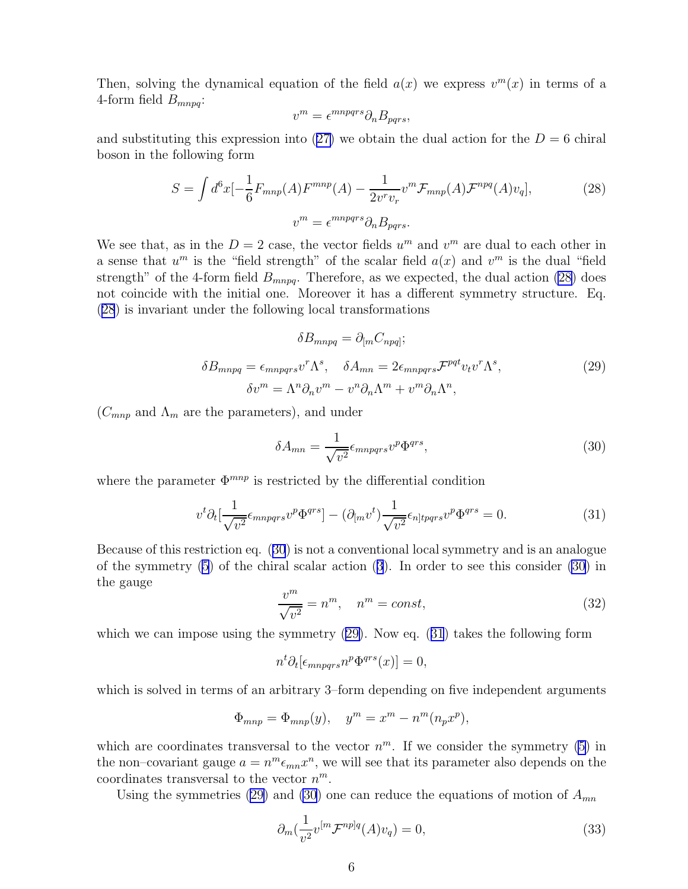Then, solving the dynamical equation of the field $a(x)$ we express $v^m(x)$ in terms of a 4-form field $B_{mnpq}$:

$$v^m = \epsilon^{mnpqrs}\partial_n B_{pqrs},$$

and substituting this expression into (27) we obtain the dual action for the $D=6$ chiral boson in the following form

$$S = \int d^6x[-\frac{1}{6}F_{mnp}(A)F^{mnp}(A) - \frac{1}{2v^r v_r}v^m \mathcal{F}_{mnp}(A)\mathcal{F}^{npq}(A)v_q], \tag{28}$$

$$v^m = \epsilon^{mnpqrs}\partial_n B_{pqrs}.$$

We see that, as in the $D=2$ case, the vector fields $u^m$ and $v^m$ are dual to each other in a sense that $u^m$ is the "field strength" of the scalar field $a(x)$ and $v^m$ is the dual "field strength" of the 4-form field $B_{mnpq}$. Therefore, as we expected, the dual action (28) does not coincide with the initial one. Moreover it has a different symmetry structure. Eq. (28) is invariant under the following local transformations

$$\delta B_{mnpq} = \partial_{[m}C_{npq]};$$

$$\delta B_{mnpq} = \epsilon_{mnpqrs}v^r\Lambda^s, \quad \delta A_{mn} = 2\epsilon_{mnpqrs}\mathcal{F}^{pqt}v_t v^r\Lambda^s, \tag{29}$$

$$\delta v^m = \Lambda^n\partial_n v^m - v^n\partial_n\Lambda^m + v^m\partial_n\Lambda^n,$$

($C_{mnp}$ and $\Lambda_m$ are the parameters), and under

$$\delta A_{mn} = \frac{1}{\sqrt{v^2}}\epsilon_{mnpqrs}v^p\Phi^{qrs}, \tag{30}$$

where the parameter $\Phi^{mnp}$ is restricted by the differential condition

$$v^t\partial_t[\frac{1}{\sqrt{v^2}}\epsilon_{mnpqrs}v^p\Phi^{qrs}] - (\partial_{[m}v^t)\frac{1}{\sqrt{v^2}}\epsilon_{n]tpqrs}v^p\Phi^{qrs} = 0. \tag{31}$$

Because of this restriction eq. (30) is not a conventional local symmetry and is an analogue of the symmetry (5) of the chiral scalar action (3). In order to see this consider (30) in the gauge

$$\frac{v^m}{\sqrt{v^2}} = n^m, \quad n^m = const, \tag{32}$$

which we can impose using the symmetry (29). Now eq. (31) takes the following form

$$n^t\partial_t[\epsilon_{mnpqrs}n^p\Phi^{qrs}(x)] = 0,$$

which is solved in terms of an arbitrary 3–form depending on five independent arguments

$$\Phi_{mnp} = \Phi_{mnp}(y), \quad y^m = x^m - n^m(n_p x^p),$$

which are coordinates transversal to the vector $n^m$. If we consider the symmetry (5) in the non–covariant gauge $a = n^m\epsilon_{mn}x^n$, we will see that its parameter also depends on the coordinates transversal to the vector $n^m$.

Using the symmetries (29) and (30) one can reduce the equations of motion of $A_{mn}$

$$\partial_m(\frac{1}{v^2}v^{[m}\mathcal{F}^{np]q}(A)v_q) = 0, \tag{33}$$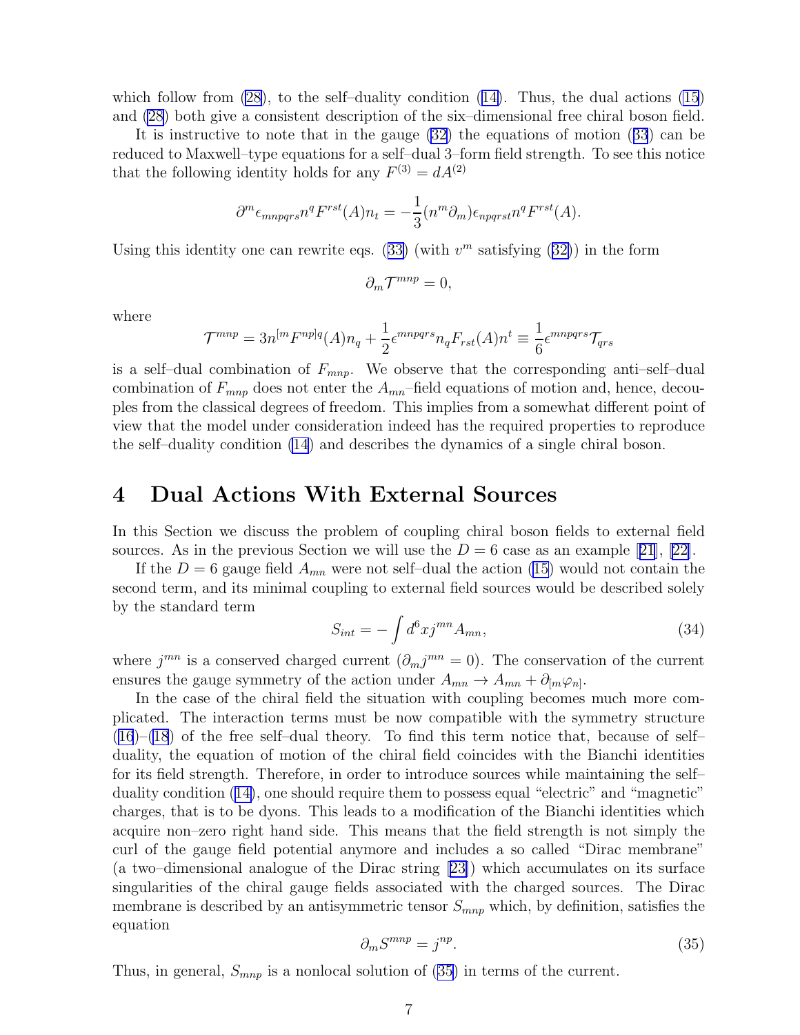which follow from (28), to the self–duality condition (14). Thus, the dual actions (15) and (28) both give a consistent description of the six–dimensional free chiral boson field.

It is instructive to note that in the gauge (32) the equations of motion (33) can be reduced to Maxwell–type equations for a self–dual 3–form field strength. To see this notice that the following identity holds for any $F^{(3)} = dA^{(2)}$

$$\partial^m \epsilon_{mnpqrs} n^q F^{rst}(A) n_t = -\frac{1}{3}(n^m \partial_m) \epsilon_{npqrst} n^q F^{rst}(A).$$

Using this identity one can rewrite eqs. (33) (with $v^m$ satisfying (32)) in the form

$$\partial_m \mathcal{T}^{mnp} = 0,$$

where

$$\mathcal{T}^{mnp} = 3n^{[m}F^{np]q}(A)n_q + \frac{1}{2}\epsilon^{mnpqrs}n_q F_{rst}(A)n^t \equiv \frac{1}{6}\epsilon^{mnpqrs}\mathcal{T}_{qrs}$$

is a self–dual combination of $F_{mnp}$. We observe that the corresponding anti–self–dual combination of $F_{mnp}$ does not enter the $A_{mn}$–field equations of motion and, hence, decouples from the classical degrees of freedom. This implies from a somewhat different point of view that the model under consideration indeed has the required properties to reproduce the self–duality condition (14) and describes the dynamics of a single chiral boson.

# 4 Dual Actions With External Sources

In this Section we discuss the problem of coupling chiral boson fields to external field sources. As in the previous Section we will use the $D = 6$ case as an example [21], [22].

If the $D = 6$ gauge field $A_{mn}$ were not self–dual the action (15) would not contain the second term, and its minimal coupling to external field sources would be described solely by the standard term

$$S_{int} = -\int d^6x j^{mn} A_{mn}, \tag{34}$$

where $j^{mn}$ is a conserved charged current ($\partial_m j^{mn} = 0$). The conservation of the current ensures the gauge symmetry of the action under $A_{mn} \to A_{mn} + \partial_{[m}\varphi_{n]}$.

In the case of the chiral field the situation with coupling becomes much more complicated. The interaction terms must be now compatible with the symmetry structure (16)–(18) of the free self–dual theory. To find this term notice that, because of self–duality, the equation of motion of the chiral field coincides with the Bianchi identities for its field strength. Therefore, in order to introduce sources while maintaining the self–duality condition (14), one should require them to possess equal "electric" and "magnetic" charges, that is to be dyons. This leads to a modification of the Bianchi identities which acquire non–zero right hand side. This means that the field strength is not simply the curl of the gauge field potential anymore and includes a so called "Dirac membrane" (a two–dimensional analogue of the Dirac string [23]) which accumulates on its surface singularities of the chiral gauge fields associated with the charged sources. The Dirac membrane is described by an antisymmetric tensor $S_{mnp}$ which, by definition, satisfies the equation

$$\partial_m S^{mnp} = j^{np}. \tag{35}$$

Thus, in general, $S_{mnp}$ is a nonlocal solution of (35) in terms of the current.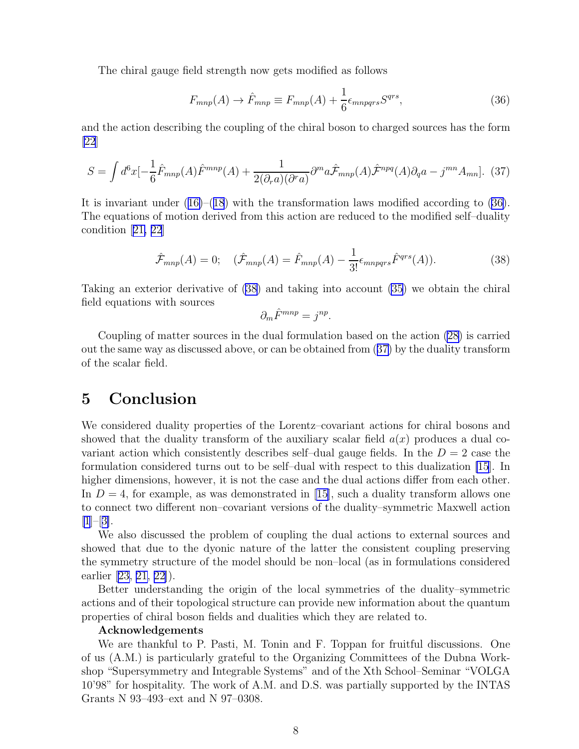The chiral gauge field strength now gets modified as follows

$$F_{mnp}(A) \to \hat{F}_{mnp} \equiv F_{mnp}(A) + \frac{1}{6}\epsilon_{mnpqrs}S^{qrs}, \tag{36}$$

and the action describing the coupling of the chiral boson to charged sources has the form [22]

$$S = \int d^6x[-\frac{1}{6}\hat{F}_{mnp}(A)\hat{F}^{mnp}(A) + \frac{1}{2(\partial_r a)(\partial^r a)}\partial^m a\hat{\mathcal{F}}_{mnp}(A)\hat{\mathcal{F}}^{npq}(A)\partial_q a - j^{mn}A_{mn}]. \tag{37}$$

It is invariant under (16)–(18) with the transformation laws modified according to (36). The equations of motion derived from this action are reduced to the modified self–duality condition [21, 22]

$$\hat{\mathcal{F}}_{mnp}(A) = 0; \quad (\hat{\mathcal{F}}_{mnp}(A) = \hat{F}_{mnp}(A) - \frac{1}{3!}\epsilon_{mnpqrs}\hat{F}^{qrs}(A)). \tag{38}$$

Taking an exterior derivative of (38) and taking into account (35) we obtain the chiral field equations with sources

$$\partial_m \hat{F}^{mnp} = j^{np}.$$

Coupling of matter sources in the dual formulation based on the action (28) is carried out the same way as discussed above, or can be obtained from (37) by the duality transform of the scalar field.

## 5 Conclusion

We considered duality properties of the Lorentz–covariant actions for chiral bosons and showed that the duality transform of the auxiliary scalar field $a(x)$ produces a dual covariant action which consistently describes self–dual gauge fields. In the $D = 2$ case the formulation considered turns out to be self–dual with respect to this dualization [15]. In higher dimensions, however, it is not the case and the dual actions differ from each other. In $D = 4$, for example, as was demonstrated in [15], such a duality transform allows one to connect two different non–covariant versions of the duality–symmetric Maxwell action [1]–[3].

We also discussed the problem of coupling the dual actions to external sources and showed that due to the dyonic nature of the latter the consistent coupling preserving the symmetry structure of the model should be non–local (as in formulations considered earlier [23, 21, 22]).

Better understanding the origin of the local symmetries of the duality–symmetric actions and of their topological structure can provide new information about the quantum properties of chiral boson fields and dualities which they are related to.

**Acknowledgements**

We are thankful to P. Pasti, M. Tonin and F. Toppan for fruitful discussions. One of us (A.M.) is particularly grateful to the Organizing Committees of the Dubna Workshop "Supersymmetry and Integrable Systems" and of the Xth School–Seminar "VOLGA 10'98" for hospitality. The work of A.M. and D.S. was partially supported by the INTAS Grants N 93–493–ext and N 97–0308.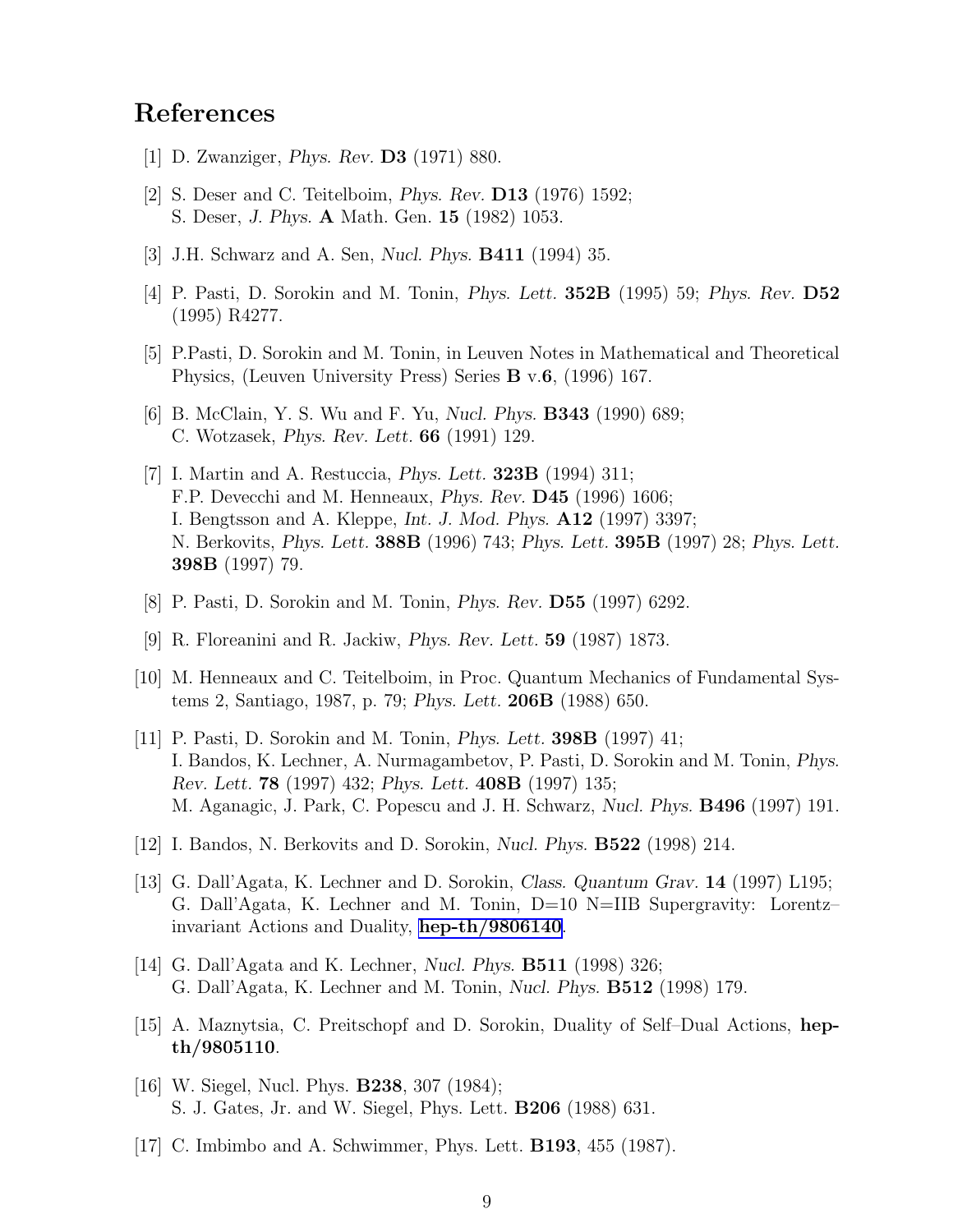# References

[1] D. Zwanziger, *Phys. Rev.* **D3** (1971) 880.

[2] S. Deser and C. Teitelboim, *Phys. Rev.* **D13** (1976) 1592;
S. Deser, *J. Phys.* **A** Math. Gen. **15** (1982) 1053.

[3] J.H. Schwarz and A. Sen, *Nucl. Phys.* **B411** (1994) 35.

[4] P. Pasti, D. Sorokin and M. Tonin, *Phys. Lett.* **352B** (1995) 59; *Phys. Rev.* **D52** (1995) R4277.

[5] P.Pasti, D. Sorokin and M. Tonin, in Leuven Notes in Mathematical and Theoretical Physics, (Leuven University Press) Series **B** v.**6**, (1996) 167.

[6] B. McClain, Y. S. Wu and F. Yu, *Nucl. Phys.* **B343** (1990) 689;
C. Wotzasek, *Phys. Rev. Lett.* **66** (1991) 129.

[7] I. Martin and A. Restuccia, *Phys. Lett.* **323B** (1994) 311;
F.P. Devecchi and M. Henneaux, *Phys. Rev.* **D45** (1996) 1606;
I. Bengtsson and A. Kleppe, *Int. J. Mod. Phys.* **A12** (1997) 3397;
N. Berkovits, *Phys. Lett.* **388B** (1996) 743; *Phys. Lett.* **395B** (1997) 28; *Phys. Lett.* **398B** (1997) 79.

[8] P. Pasti, D. Sorokin and M. Tonin, *Phys. Rev.* **D55** (1997) 6292.

[9] R. Floreanini and R. Jackiw, *Phys. Rev. Lett.* **59** (1987) 1873.

[10] M. Henneaux and C. Teitelboim, in Proc. Quantum Mechanics of Fundamental Systems 2, Santiago, 1987, p. 79; *Phys. Lett.* **206B** (1988) 650.

[11] P. Pasti, D. Sorokin and M. Tonin, *Phys. Lett.* **398B** (1997) 41;
I. Bandos, K. Lechner, A. Nurmagambetov, P. Pasti, D. Sorokin and M. Tonin, *Phys. Rev. Lett.* **78** (1997) 432; *Phys. Lett.* **408B** (1997) 135;
M. Aganagic, J. Park, C. Popescu and J. H. Schwarz, *Nucl. Phys.* **B496** (1997) 191.

[12] I. Bandos, N. Berkovits and D. Sorokin, *Nucl. Phys.* **B522** (1998) 214.

[13] G. Dall'Agata, K. Lechner and D. Sorokin, *Class. Quantum Grav.* **14** (1997) L195;
G. Dall'Agata, K. Lechner and M. Tonin, D=10 N=IIB Supergravity: Lorentz–invariant Actions and Duality, **hep-th/9806140**.

[14] G. Dall'Agata and K. Lechner, *Nucl. Phys.* **B511** (1998) 326;
G. Dall'Agata, K. Lechner and M. Tonin, *Nucl. Phys.* **B512** (1998) 179.

[15] A. Maznytsia, C. Preitschopf and D. Sorokin, Duality of Self–Dual Actions, **hep-th/9805110**.

[16] W. Siegel, Nucl. Phys. **B238**, 307 (1984);
S. J. Gates, Jr. and W. Siegel, Phys. Lett. **B206** (1988) 631.

[17] C. Imbimbo and A. Schwimmer, Phys. Lett. **B193**, 455 (1987).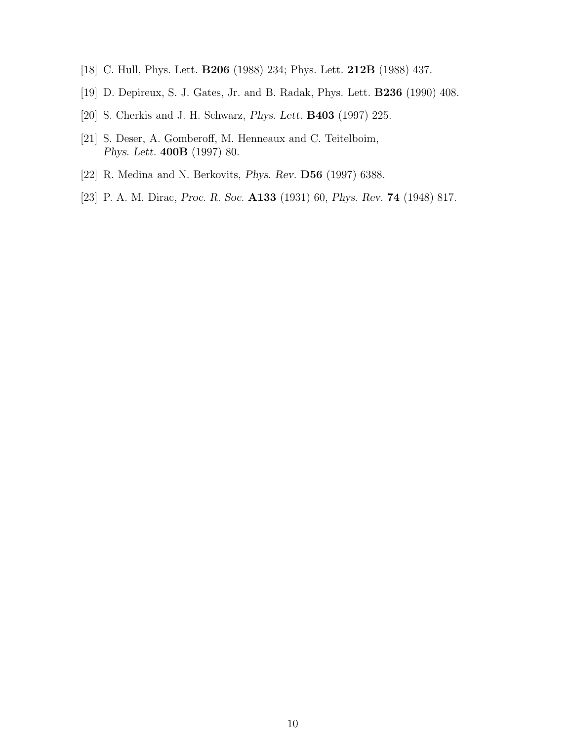[18] C. Hull, Phys. Lett. **B206** (1988) 234; Phys. Lett. **212B** (1988) 437.

[19] D. Depireux, S. J. Gates, Jr. and B. Radak, Phys. Lett. **B236** (1990) 408.

[20] S. Cherkis and J. H. Schwarz, *Phys. Lett.* **B403** (1997) 225.

[21] S. Deser, A. Gomberoff, M. Henneaux and C. Teitelboim, *Phys. Lett.* **400B** (1997) 80.

[22] R. Medina and N. Berkovits, *Phys. Rev.* **D56** (1997) 6388.

[23] P. A. M. Dirac, *Proc. R. Soc.* **A133** (1931) 60, *Phys. Rev.* **74** (1948) 817.